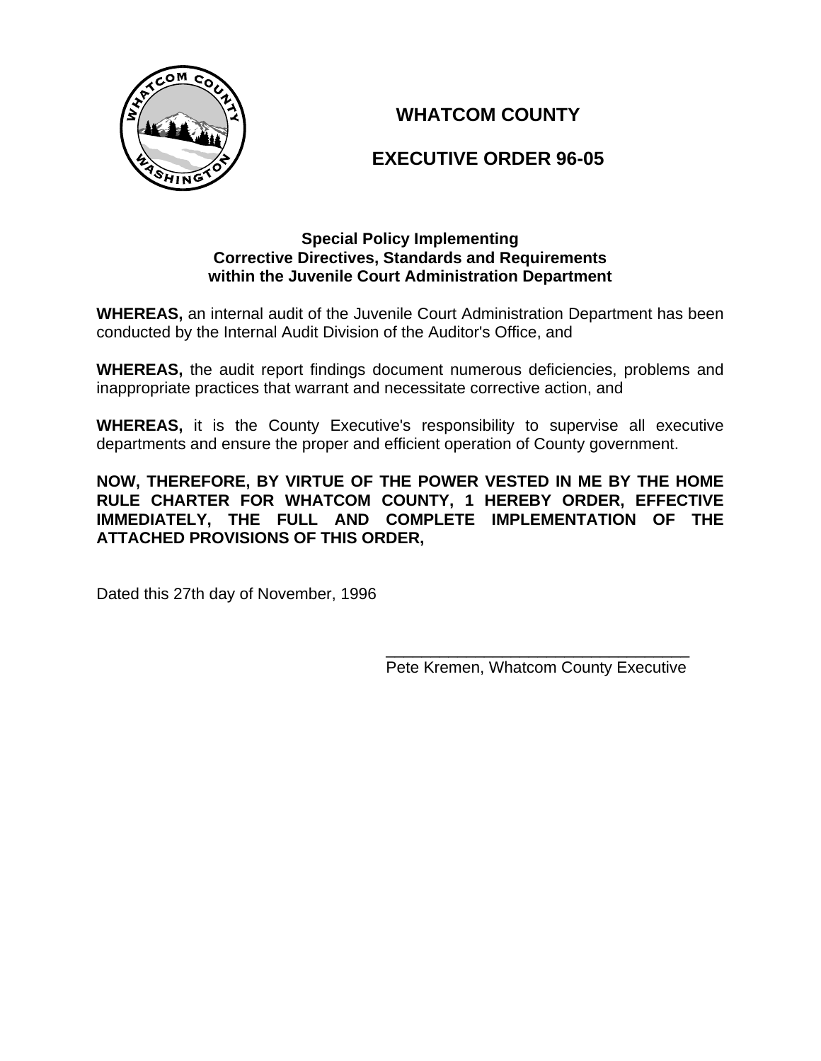# WHATCOM COUNTY

# EXECUTIVE ORDER 96-05

### Special Policy Implementing Corrective Directives, Standards and Requirements within the Juvenile Court Administration Department

**WHEREAS,** an internal audit of the Juvenile Court Administration Department has been conducted by the Internal Audit Division of the Auditor's Office, and

**WHEREAS,** the audit report findings document numerous deficiencies, problems and inappropriate practices that warrant and necessitate corrective action, and

**WHEREAS,** it is the County Executive's responsibility to supervise all executive departments and ensure the proper and efficient operation of County government.

**NOW, THEREFORE, BY VIRTUE OF THE POWER VESTED IN ME BY THE HOME RULE CHARTER FOR WHATCOM COUNTY, 1 HEREBY ORDER, EFFECTIVE IMMEDIATELY, THE FULL AND COMPLETE IMPLEMENTATION OF THE ATTACHED PROVISIONS OF THIS ORDER,**

Dated this 27th day of November, 1996

\_\_\_\_\_\_\_\_\_\_\_\_\_\_\_\_\_\_\_\_\_\_\_\_\_\_\_\_\_\_\_\_\_\_\_\_

Pete Kremen, Whatcom County Executive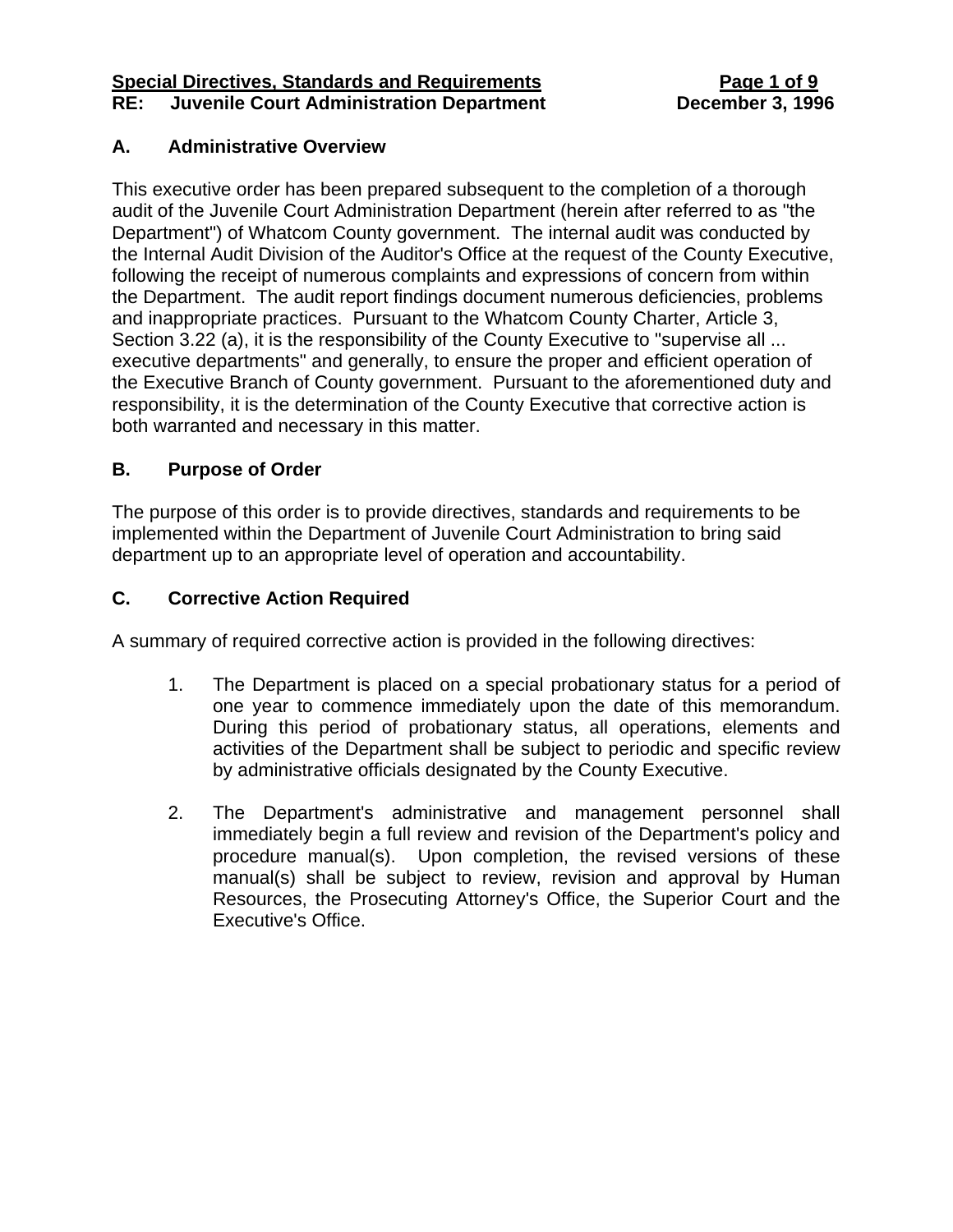## A. Administrative Overview

This executive order has been prepared subsequent to the completion of a thorough audit of the Juvenile Court Administration Department (herein after referred to as "the Department") of Whatcom County government. The internal audit was conducted by the Internal Audit Division of the Auditor's Office at the request of the County Executive, following the receipt of numerous complaints and expressions of concern from within the Department. The audit report findings document numerous deficiencies, problems and inappropriate practices. Pursuant to the Whatcom County Charter, Article 3, Section 3.22 (a), it is the responsibility of the County Executive to "supervise all ... executive departments" and generally, to ensure the proper and efficient operation of the Executive Branch of County government. Pursuant to the aforementioned duty and responsibility, it is the determination of the County Executive that corrective action is both warranted and necessary in this matter.

## B. Purpose of Order

The purpose of this order is to provide directives, standards and requirements to be implemented within the Department of Juvenile Court Administration to bring said department up to an appropriate level of operation and accountability.

## C. Corrective Action Required

A summary of required corrective action is provided in the following directives:

1. The Department is placed on a special probationary status for a period of one year to commence immediately upon the date of this memorandum. During this period of probationary status, all operations, elements and activities of the Department shall be subject to periodic and specific review by administrative officials designated by the County Executive.

2. The Department's administrative and management personnel shall immediately begin a full review and revision of the Department's policy and procedure manual(s). Upon completion, the revised versions of these manual(s) shall be subject to review, revision and approval by Human Resources, the Prosecuting Attorney's Office, the Superior Court and the Executive's Office.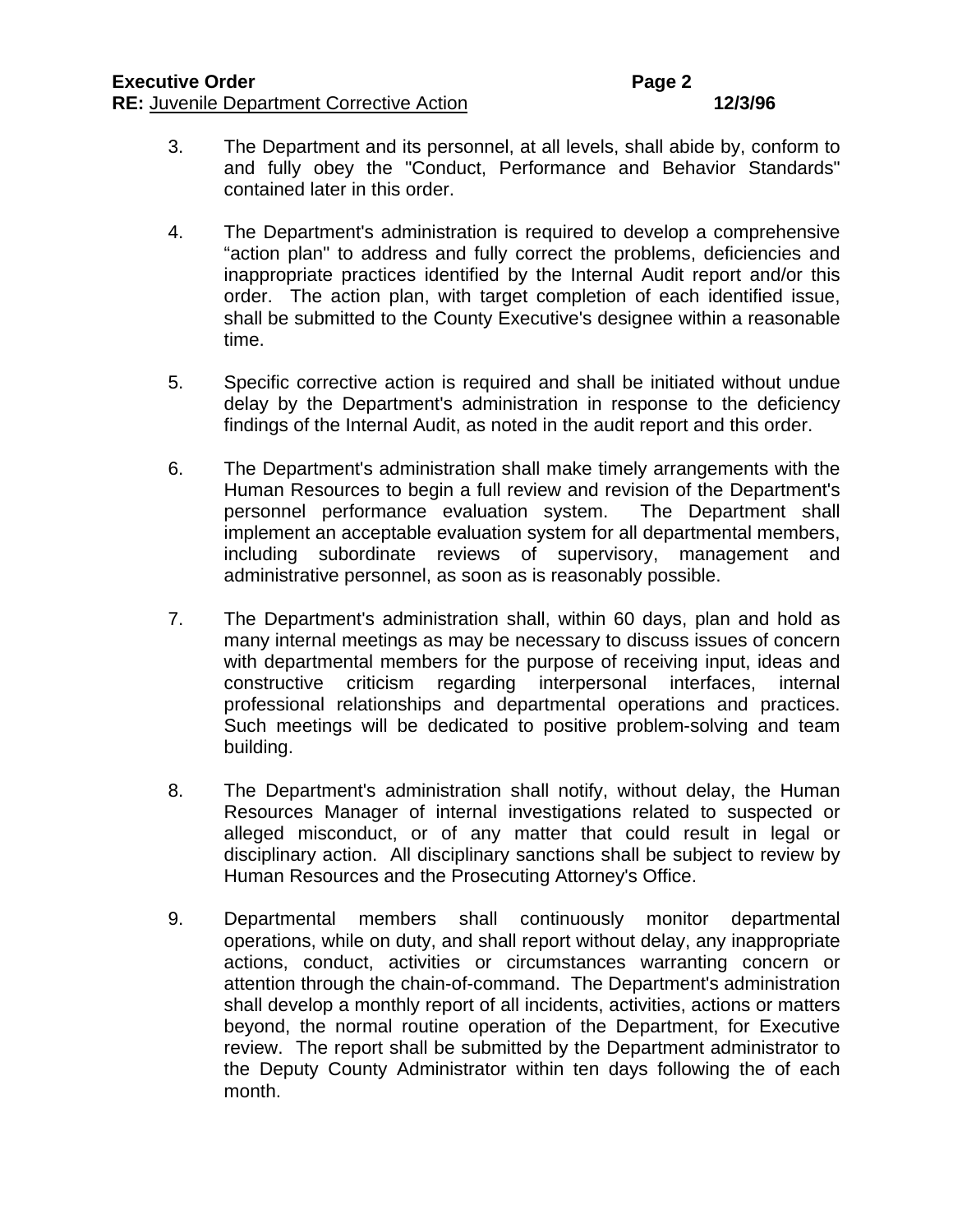3. The Department and its personnel, at all levels, shall abide by, conform to and fully obey the "Conduct, Performance and Behavior Standards" contained later in this order.

4. The Department's administration is required to develop a comprehensive "action plan" to address and fully correct the problems, deficiencies and inappropriate practices identified by the Internal Audit report and/or this order. The action plan, with target completion of each identified issue, shall be submitted to the County Executive's designee within a reasonable time.

5. Specific corrective action is required and shall be initiated without undue delay by the Department's administration in response to the deficiency findings of the Internal Audit, as noted in the audit report and this order.

6. The Department's administration shall make timely arrangements with the Human Resources to begin a full review and revision of the Department's personnel performance evaluation system. The Department shall implement an acceptable evaluation system for all departmental members, including subordinate reviews of supervisory, management and administrative personnel, as soon as is reasonably possible.

7. The Department's administration shall, within 60 days, plan and hold as many internal meetings as may be necessary to discuss issues of concern with departmental members for the purpose of receiving input, ideas and constructive criticism regarding interpersonal interfaces, internal professional relationships and departmental operations and practices. Such meetings will be dedicated to positive problem-solving and team building.

8. The Department's administration shall notify, without delay, the Human Resources Manager of internal investigations related to suspected or alleged misconduct, or of any matter that could result in legal or disciplinary action. All disciplinary sanctions shall be subject to review by Human Resources and the Prosecuting Attorney's Office.

9. Departmental members shall continuously monitor departmental operations, while on duty, and shall report without delay, any inappropriate actions, conduct, activities or circumstances warranting concern or attention through the chain-of-command. The Department's administration shall develop a monthly report of all incidents, activities, actions or matters beyond, the normal routine operation of the Department, for Executive review. The report shall be submitted by the Department administrator to the Deputy County Administrator within ten days following the of each month.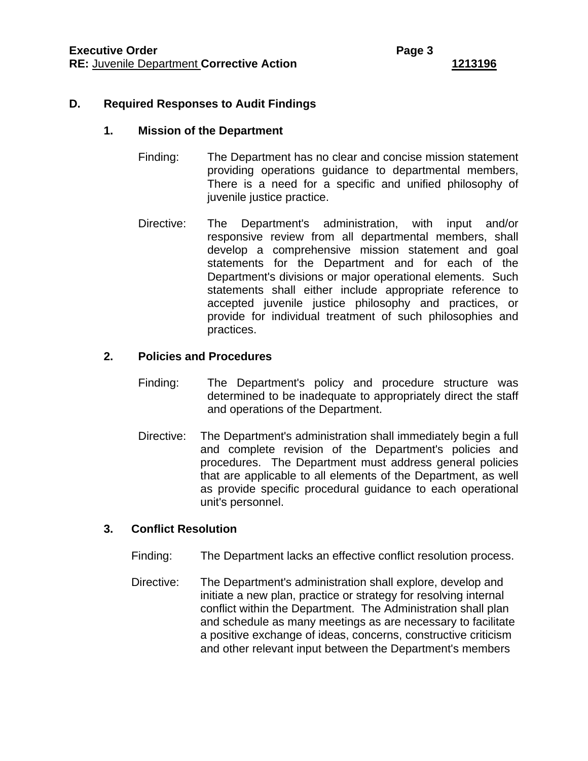## D. Required Responses to Audit Findings

### 1. Mission of the Department

Finding: The Department has no clear and concise mission statement providing operations guidance to departmental members, There is a need for a specific and unified philosophy of juvenile justice practice.

Directive: The Department's administration, with input and/or responsive review from all departmental members, shall develop a comprehensive mission statement and goal statements for the Department and for each of the Department's divisions or major operational elements. Such statements shall either include appropriate reference to accepted juvenile justice philosophy and practices, or provide for individual treatment of such philosophies and practices.

### 2. Policies and Procedures

Finding: The Department's policy and procedure structure was determined to be inadequate to appropriately direct the staff and operations of the Department.

Directive: The Department's administration shall immediately begin a full and complete revision of the Department's policies and procedures. The Department must address general policies that are applicable to all elements of the Department, as well as provide specific procedural guidance to each operational unit's personnel.

### 3. Conflict Resolution

Finding: The Department lacks an effective conflict resolution process.

Directive: The Department's administration shall explore, develop and initiate a new plan, practice or strategy for resolving internal conflict within the Department. The Administration shall plan and schedule as many meetings as are necessary to facilitate a positive exchange of ideas, concerns, constructive criticism and other relevant input between the Department's members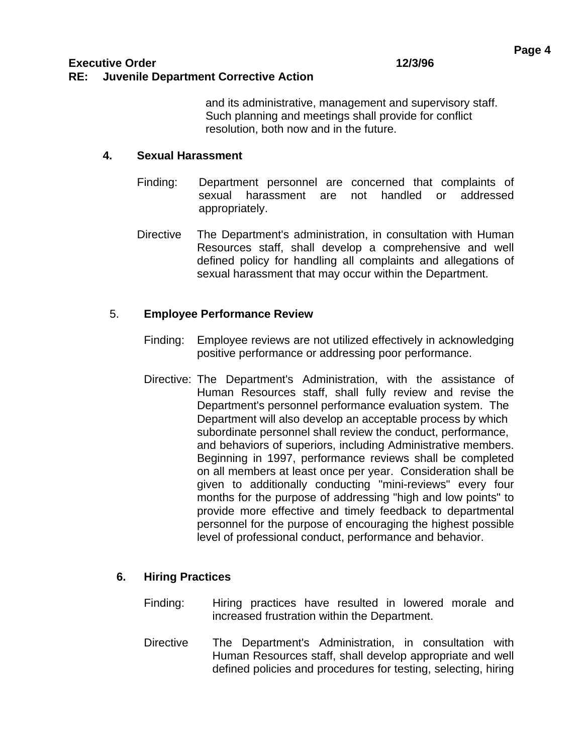and its administrative, management and supervisory staff. Such planning and meetings shall provide for conflict resolution, both now and in the future.

**4. Sexual Harassment**

Finding: Department personnel are concerned that complaints of sexual harassment are not handled or addressed appropriately.

Directive The Department's administration, in consultation with Human Resources staff, shall develop a comprehensive and well defined policy for handling all complaints and allegations of sexual harassment that may occur within the Department.

5. **Employee Performance Review**

Finding: Employee reviews are not utilized effectively in acknowledging positive performance or addressing poor performance.

Directive: The Department's Administration, with the assistance of Human Resources staff, shall fully review and revise the Department's personnel performance evaluation system. The Department will also develop an acceptable process by which subordinate personnel shall review the conduct, performance, and behaviors of superiors, including Administrative members. Beginning in 1997, performance reviews shall be completed on all members at least once per year. Consideration shall be given to additionally conducting "mini-reviews" every four months for the purpose of addressing "high and low points" to provide more effective and timely feedback to departmental personnel for the purpose of encouraging the highest possible level of professional conduct, performance and behavior.

**6. Hiring Practices**

Finding: Hiring practices have resulted in lowered morale and increased frustration within the Department.

Directive The Department's Administration, in consultation with Human Resources staff, shall develop appropriate and well defined policies and procedures for testing, selecting, hiring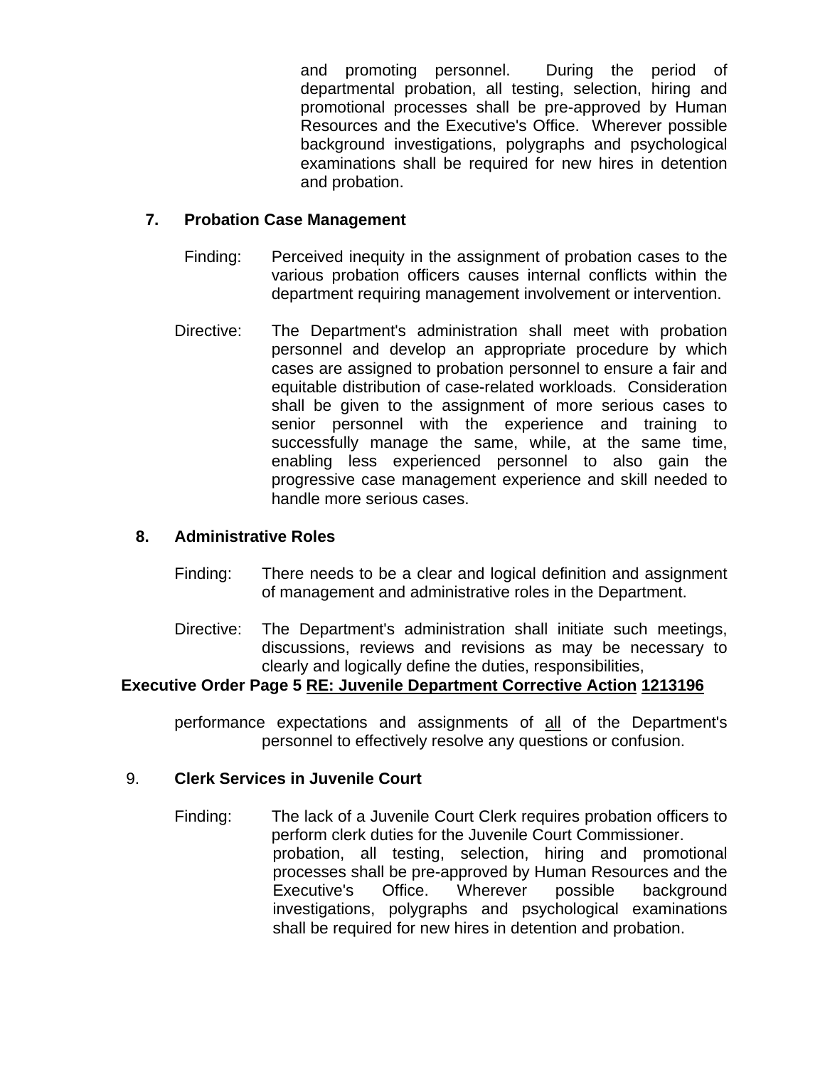and promoting personnel. During the period of departmental probation, all testing, selection, hiring and promotional processes shall be pre-approved by Human Resources and the Executive's Office. Wherever possible background investigations, polygraphs and psychological examinations shall be required for new hires in detention and probation.

**7. Probation Case Management**

Finding: Perceived inequity in the assignment of probation cases to the various probation officers causes internal conflicts within the department requiring management involvement or intervention.

Directive: The Department's administration shall meet with probation personnel and develop an appropriate procedure by which cases are assigned to probation personnel to ensure a fair and equitable distribution of case-related workloads. Consideration shall be given to the assignment of more serious cases to senior personnel with the experience and training to successfully manage the same, while, at the same time, enabling less experienced personnel to also gain the progressive case management experience and skill needed to handle more serious cases.

**8. Administrative Roles**

Finding: There needs to be a clear and logical definition and assignment of management and administrative roles in the Department.

Directive: The Department's administration shall initiate such meetings, discussions, reviews and revisions as may be necessary to clearly and logically define the duties, responsibilities,

**Executive Order Page 5 <u>RE: Juvenile Department Corrective Action</u> <u>1213196</u>**

performance expectations and assignments of <u>all</u> of the Department's personnel to effectively resolve any questions or confusion.

9. **Clerk Services in Juvenile Court**

Finding: The lack of a Juvenile Court Clerk requires probation officers to perform clerk duties for the Juvenile Court Commissioner.

probation, all testing, selection, hiring and promotional processes shall be pre-approved by Human Resources and the Executive's Office. Wherever possible background investigations, polygraphs and psychological examinations shall be required for new hires in detention and probation.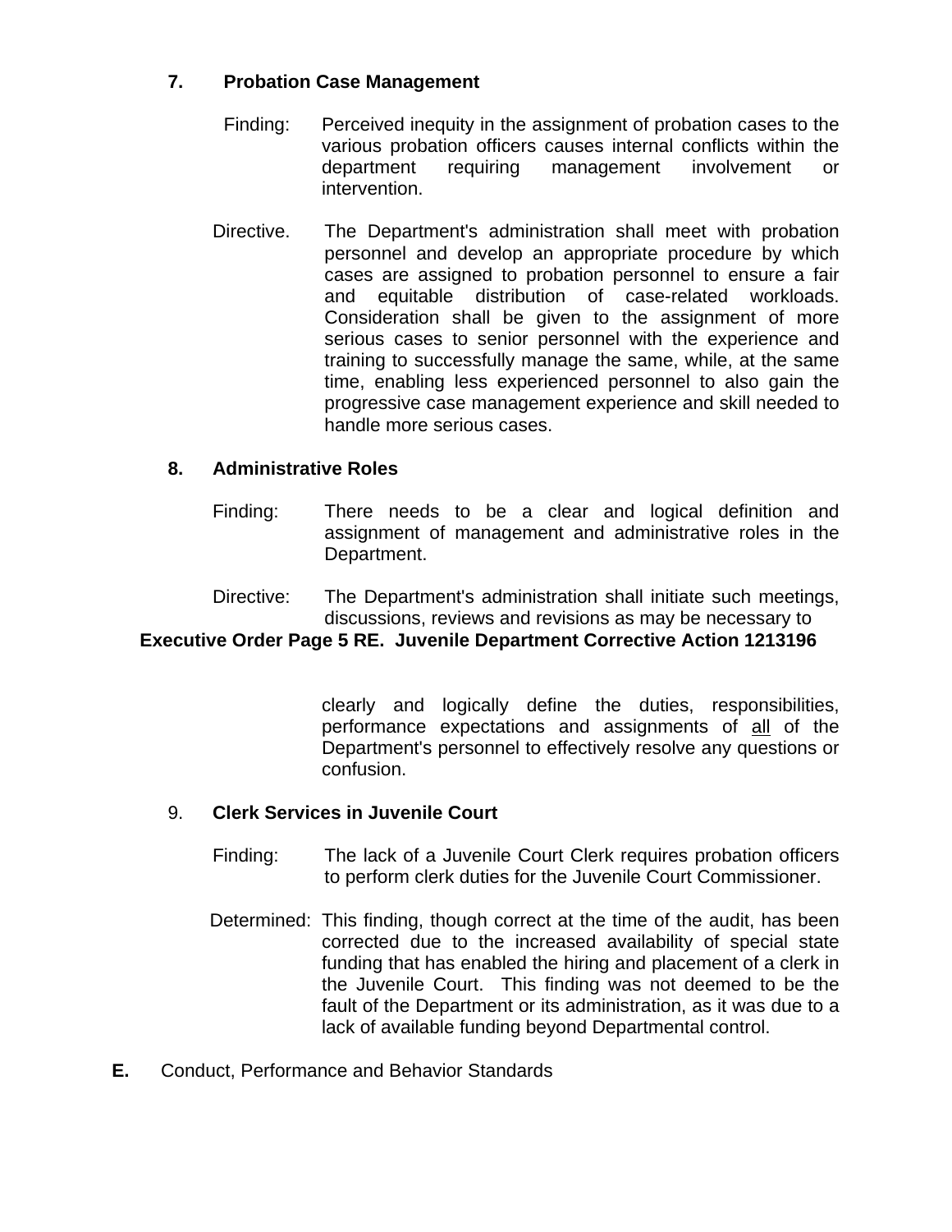### 7. Probation Case Management

Finding: Perceived inequity in the assignment of probation cases to the various probation officers causes internal conflicts within the department requiring management involvement or intervention.

Directive. The Department's administration shall meet with probation personnel and develop an appropriate procedure by which cases are assigned to probation personnel to ensure a fair and equitable distribution of case-related workloads. Consideration shall be given to the assignment of more serious cases to senior personnel with the experience and training to successfully manage the same, while, at the same time, enabling less experienced personnel to also gain the progressive case management experience and skill needed to handle more serious cases.

### 8. Administrative Roles

Finding: There needs to be a clear and logical definition and assignment of management and administrative roles in the Department.

Directive: The Department's administration shall initiate such meetings, discussions, reviews and revisions as may be necessary to clearly and logically define the duties, responsibilities, performance expectations and assignments of <u>all</u> of the Department's personnel to effectively resolve any questions or confusion.

### 9. Clerk Services in Juvenile Court

Finding: The lack of a Juvenile Court Clerk requires probation officers to perform clerk duties for the Juvenile Court Commissioner.

Determined: This finding, though correct at the time of the audit, has been corrected due to the increased availability of special state funding that has enabled the hiring and placement of a clerk in the Juvenile Court. This finding was not deemed to be the fault of the Department or its administration, as it was due to a lack of available funding beyond Departmental control.

**E.** Conduct, Performance and Behavior Standards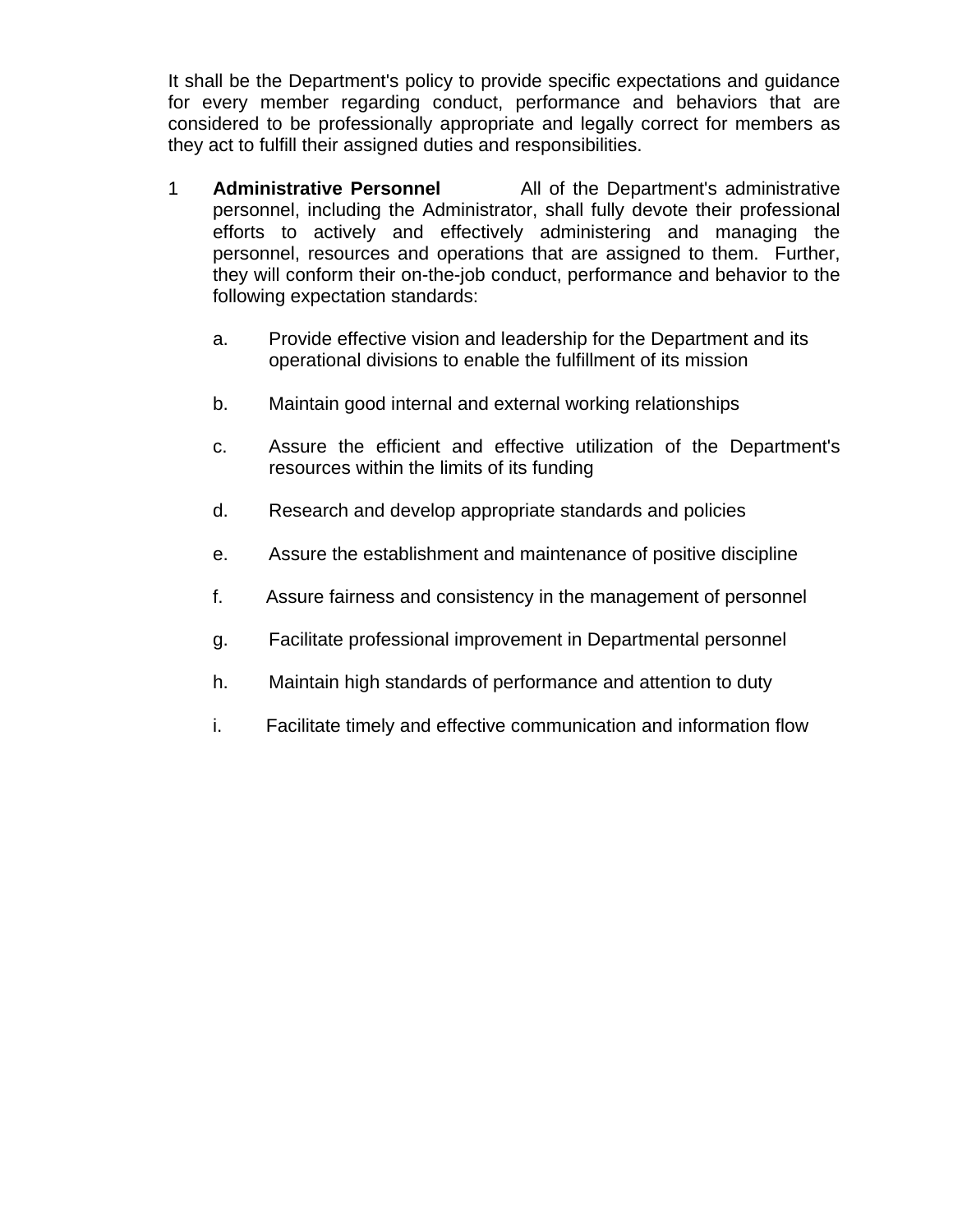It shall be the Department's policy to provide specific expectations and guidance for every member regarding conduct, performance and behaviors that are considered to be professionally appropriate and legally correct for members as they act to fulfill their assigned duties and responsibilities.

1 **Administrative Personnel** All of the Department's administrative personnel, including the Administrator, shall fully devote their professional efforts to actively and effectively administering and managing the personnel, resources and operations that are assigned to them. Further, they will conform their on-the-job conduct, performance and behavior to the following expectation standards:

   a. Provide effective vision and leadership for the Department and its operational divisions to enable the fulfillment of its mission

   b. Maintain good internal and external working relationships

   c. Assure the efficient and effective utilization of the Department's resources within the limits of its funding

   d. Research and develop appropriate standards and policies

   e. Assure the establishment and maintenance of positive discipline

   f. Assure fairness and consistency in the management of personnel

   g. Facilitate professional improvement in Departmental personnel

   h. Maintain high standards of performance and attention to duty

   i. Facilitate timely and effective communication and information flow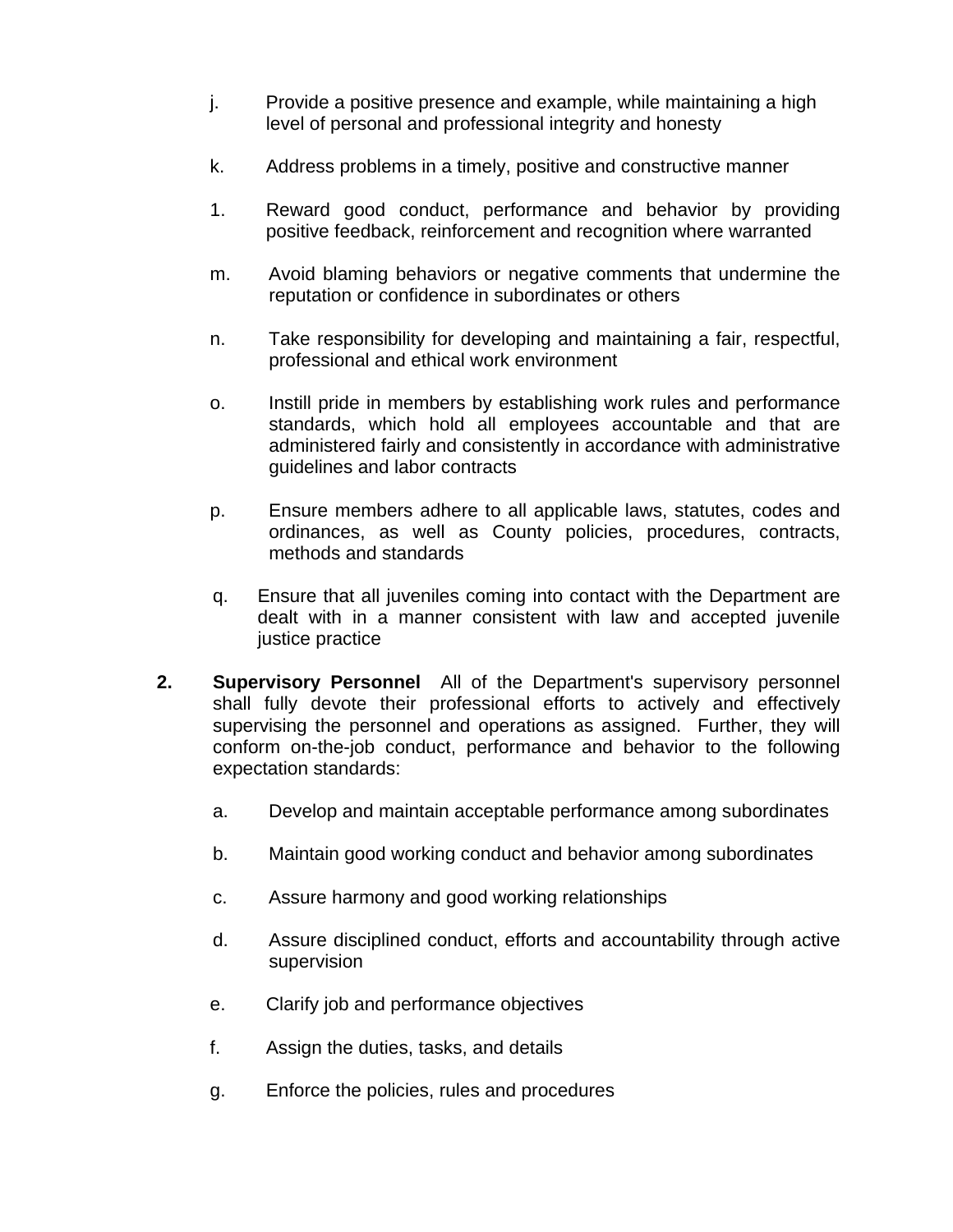j. Provide a positive presence and example, while maintaining a high level of personal and professional integrity and honesty

k. Address problems in a timely, positive and constructive manner

1. Reward good conduct, performance and behavior by providing positive feedback, reinforcement and recognition where warranted

m. Avoid blaming behaviors or negative comments that undermine the reputation or confidence in subordinates or others

n. Take responsibility for developing and maintaining a fair, respectful, professional and ethical work environment

o. Instill pride in members by establishing work rules and performance standards, which hold all employees accountable and that are administered fairly and consistently in accordance with administrative guidelines and labor contracts

p. Ensure members adhere to all applicable laws, statutes, codes and ordinances, as well as County policies, procedures, contracts, methods and standards

q. Ensure that all juveniles coming into contact with the Department are dealt with in a manner consistent with law and accepted juvenile justice practice

**2. Supervisory Personnel** All of the Department's supervisory personnel shall fully devote their professional efforts to actively and effectively supervising the personnel and operations as assigned. Further, they will conform on-the-job conduct, performance and behavior to the following expectation standards:

a. Develop and maintain acceptable performance among subordinates

b. Maintain good working conduct and behavior among subordinates

c. Assure harmony and good working relationships

d. Assure disciplined conduct, efforts and accountability through active supervision

e. Clarify job and performance objectives

f. Assign the duties, tasks, and details

g. Enforce the policies, rules and procedures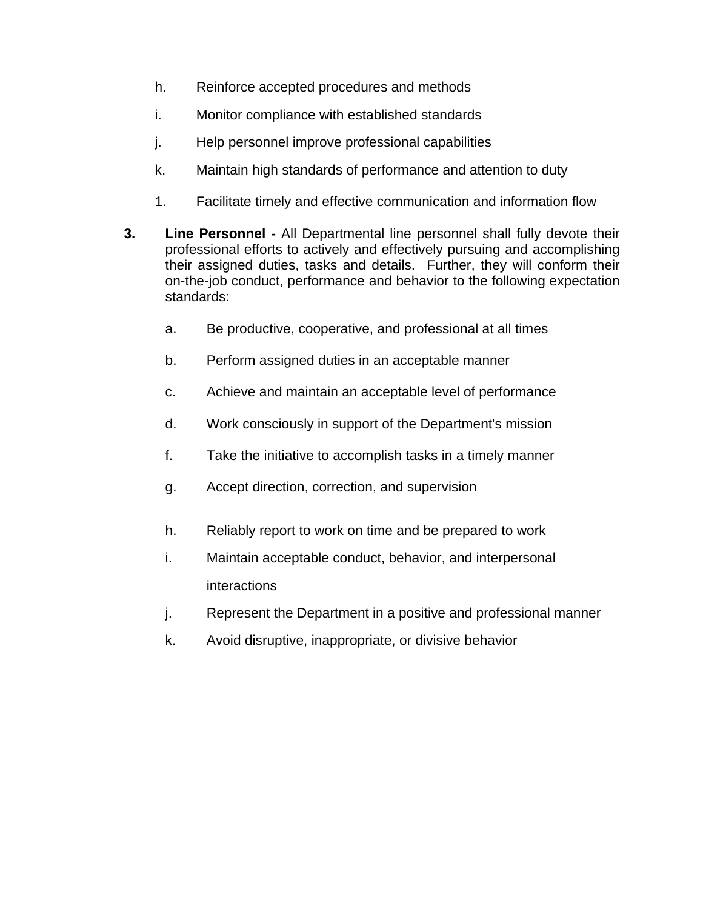h. Reinforce accepted procedures and methods

i. Monitor compliance with established standards

j. Help personnel improve professional capabilities

k. Maintain high standards of performance and attention to duty

1. Facilitate timely and effective communication and information flow

**3. Line Personnel -** All Departmental line personnel shall fully devote their professional efforts to actively and effectively pursuing and accomplishing their assigned duties, tasks and details. Further, they will conform their on-the-job conduct, performance and behavior to the following expectation standards:

a. Be productive, cooperative, and professional at all times

b. Perform assigned duties in an acceptable manner

c. Achieve and maintain an acceptable level of performance

d. Work consciously in support of the Department's mission

f. Take the initiative to accomplish tasks in a timely manner

g. Accept direction, correction, and supervision

h. Reliably report to work on time and be prepared to work

i. Maintain acceptable conduct, behavior, and interpersonal interactions

j. Represent the Department in a positive and professional manner

k. Avoid disruptive, inappropriate, or divisive behavior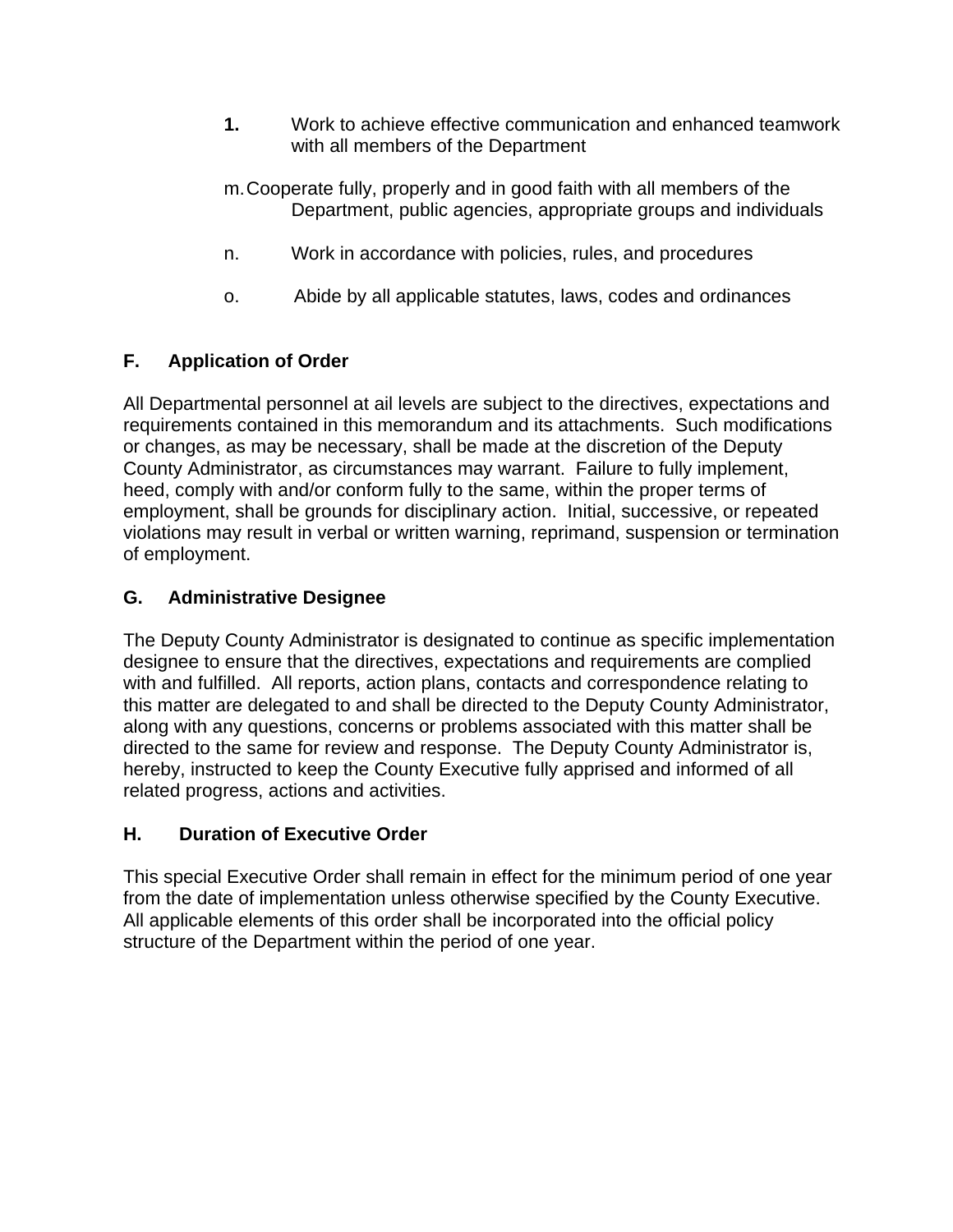1. Work to achieve effective communication and enhanced teamwork with all members of the Department

m. Cooperate fully, properly and in good faith with all members of the Department, public agencies, appropriate groups and individuals

n. Work in accordance with policies, rules, and procedures

o. Abide by all applicable statutes, laws, codes and ordinances

**F. Application of Order**

All Departmental personnel at ail levels are subject to the directives, expectations and requirements contained in this memorandum and its attachments. Such modifications or changes, as may be necessary, shall be made at the discretion of the Deputy County Administrator, as circumstances may warrant. Failure to fully implement, heed, comply with and/or conform fully to the same, within the proper terms of employment, shall be grounds for disciplinary action. Initial, successive, or repeated violations may result in verbal or written warning, reprimand, suspension or termination of employment.

**G. Administrative Designee**

The Deputy County Administrator is designated to continue as specific implementation designee to ensure that the directives, expectations and requirements are complied with and fulfilled. All reports, action plans, contacts and correspondence relating to this matter are delegated to and shall be directed to the Deputy County Administrator, along with any questions, concerns or problems associated with this matter shall be directed to the same for review and response. The Deputy County Administrator is, hereby, instructed to keep the County Executive fully apprised and informed of all related progress, actions and activities.

**H. Duration of Executive Order**

This special Executive Order shall remain in effect for the minimum period of one year from the date of implementation unless otherwise specified by the County Executive. All applicable elements of this order shall be incorporated into the official policy structure of the Department within the period of one year.